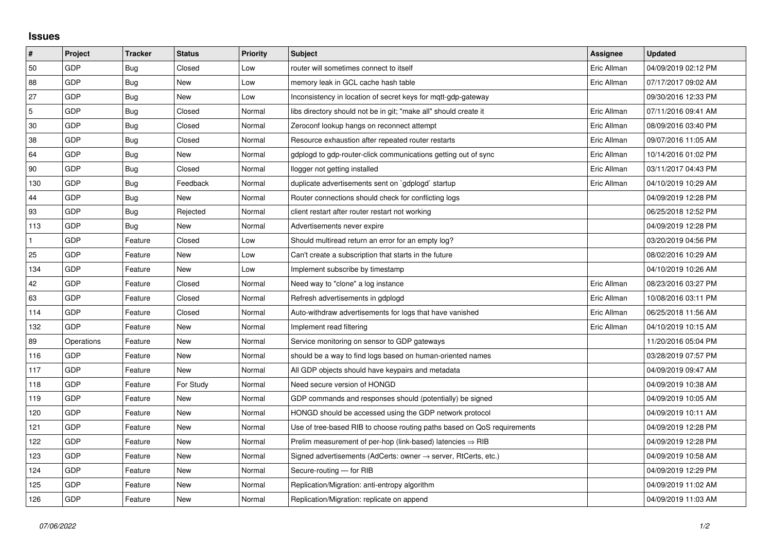## Issues

| # | Project | Tracker | Status | Priority | Subject | Assignee | Updated |
|---|---|---|---|---|---|---|---|
| 50 | GDP | Bug | Closed | Low | router will sometimes connect to itself | Eric Allman | 04/09/2019 02:12 PM |
| 88 | GDP | Bug | New | Low | memory leak in GCL cache hash table | Eric Allman | 07/17/2017 09:02 AM |
| 27 | GDP | Bug | New | Low | Inconsistency in location of secret keys for mqtt-gdp-gateway | | 09/30/2016 12:33 PM |
| 5 | GDP | Bug | Closed | Normal | libs directory should not be in git; "make all" should create it | Eric Allman | 07/11/2016 09:41 AM |
| 30 | GDP | Bug | Closed | Normal | Zeroconf lookup hangs on reconnect attempt | Eric Allman | 08/09/2016 03:40 PM |
| 38 | GDP | Bug | Closed | Normal | Resource exhaustion after repeated router restarts | Eric Allman | 09/07/2016 11:05 AM |
| 64 | GDP | Bug | New | Normal | gdplogd to gdp-router-click communications getting out of sync | Eric Allman | 10/14/2016 01:02 PM |
| 90 | GDP | Bug | Closed | Normal | llogger not getting installed | Eric Allman | 03/11/2017 04:43 PM |
| 130 | GDP | Bug | Feedback | Normal | duplicate advertisements sent on `gdplogd` startup | Eric Allman | 04/10/2019 10:29 AM |
| 44 | GDP | Bug | New | Normal | Router connections should check for conflicting logs | | 04/09/2019 12:28 PM |
| 93 | GDP | Bug | Rejected | Normal | client restart after router restart not working | | 06/25/2018 12:52 PM |
| 113 | GDP | Bug | New | Normal | Advertisements never expire | | 04/09/2019 12:28 PM |
| 1 | GDP | Feature | Closed | Low | Should multiread return an error for an empty log? | | 03/20/2019 04:56 PM |
| 25 | GDP | Feature | New | Low | Can't create a subscription that starts in the future | | 08/02/2016 10:29 AM |
| 134 | GDP | Feature | New | Low | Implement subscribe by timestamp | | 04/10/2019 10:26 AM |
| 42 | GDP | Feature | Closed | Normal | Need way to "clone" a log instance | Eric Allman | 08/23/2016 03:27 PM |
| 63 | GDP | Feature | Closed | Normal | Refresh advertisements in gdplogd | Eric Allman | 10/08/2016 03:11 PM |
| 114 | GDP | Feature | Closed | Normal | Auto-withdraw advertisements for logs that have vanished | Eric Allman | 06/25/2018 11:56 AM |
| 132 | GDP | Feature | New | Normal | Implement read filtering | Eric Allman | 04/10/2019 10:15 AM |
| 89 | Operations | Feature | New | Normal | Service monitoring on sensor to GDP gateways | | 11/20/2016 05:04 PM |
| 116 | GDP | Feature | New | Normal | should be a way to find logs based on human-oriented names | | 03/28/2019 07:57 PM |
| 117 | GDP | Feature | New | Normal | All GDP objects should have keypairs and metadata | | 04/09/2019 09:47 AM |
| 118 | GDP | Feature | For Study | Normal | Need secure version of HONGD | | 04/09/2019 10:38 AM |
| 119 | GDP | Feature | New | Normal | GDP commands and responses should (potentially) be signed | | 04/09/2019 10:05 AM |
| 120 | GDP | Feature | New | Normal | HONGD should be accessed using the GDP network protocol | | 04/09/2019 10:11 AM |
| 121 | GDP | Feature | New | Normal | Use of tree-based RIB to choose routing paths based on QoS requirements | | 04/09/2019 12:28 PM |
| 122 | GDP | Feature | New | Normal | Prelim measurement of per-hop (link-based) latencies ⇒ RIB | | 04/09/2019 12:28 PM |
| 123 | GDP | Feature | New | Normal | Signed advertisements (AdCerts: owner → server, RtCerts, etc.) | | 04/09/2019 10:58 AM |
| 124 | GDP | Feature | New | Normal | Secure-routing — for RIB | | 04/09/2019 12:29 PM |
| 125 | GDP | Feature | New | Normal | Replication/Migration: anti-entropy algorithm | | 04/09/2019 11:02 AM |
| 126 | GDP | Feature | New | Normal | Replication/Migration: replicate on append | | 04/09/2019 11:03 AM |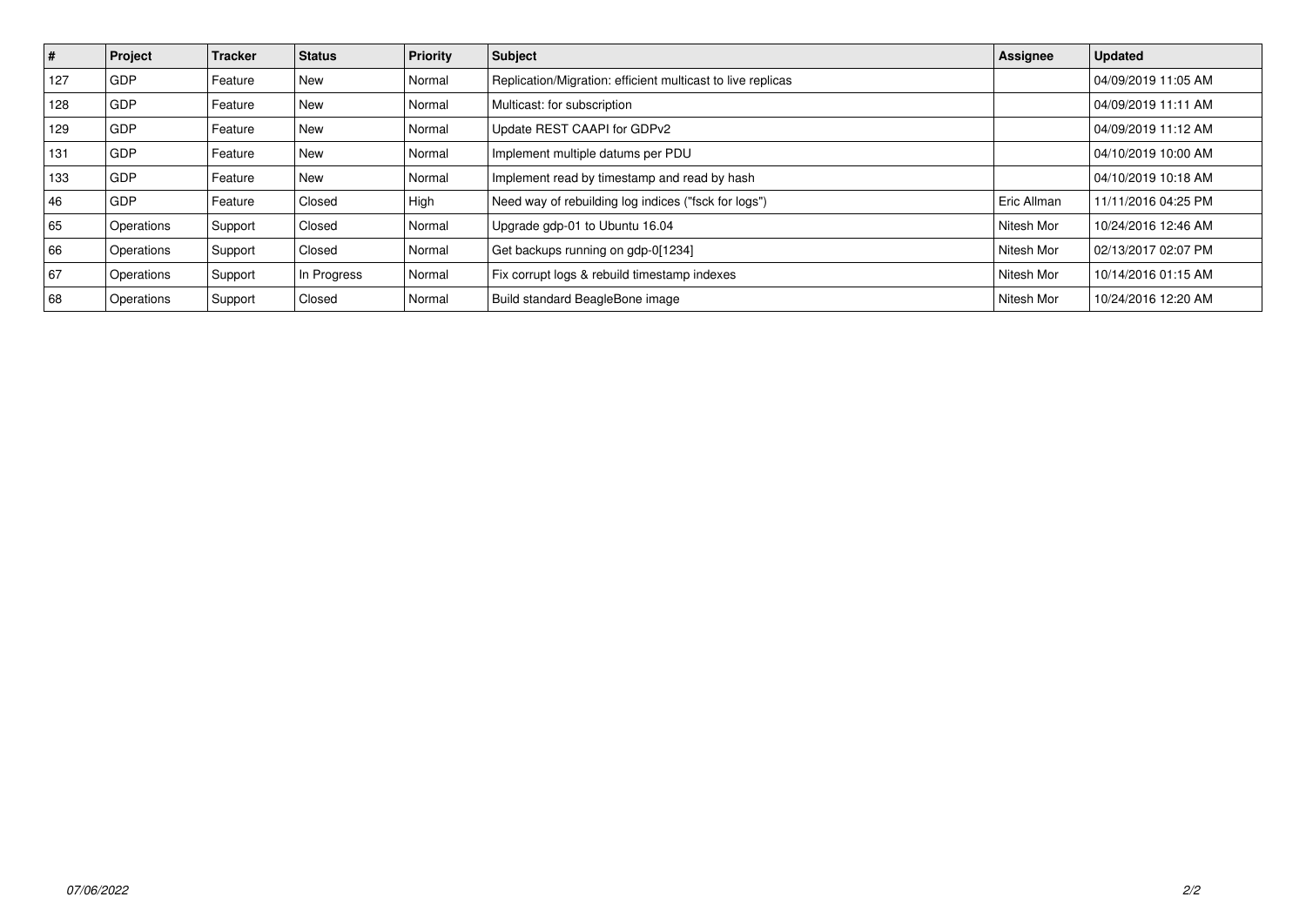| # | Project | Tracker | Status | Priority | Subject | Assignee | Updated |
|---|---|---|---|---|---|---|---|
| 127 | GDP | Feature | New | Normal | Replication/Migration: efficient multicast to live replicas | | 04/09/2019 11:05 AM |
| 128 | GDP | Feature | New | Normal | Multicast: for subscription | | 04/09/2019 11:11 AM |
| 129 | GDP | Feature | New | Normal | Update REST CAAPI for GDPv2 | | 04/09/2019 11:12 AM |
| 131 | GDP | Feature | New | Normal | Implement multiple datums per PDU | | 04/10/2019 10:00 AM |
| 133 | GDP | Feature | New | Normal | Implement read by timestamp and read by hash | | 04/10/2019 10:18 AM |
| 46 | GDP | Feature | Closed | High | Need way of rebuilding log indices ("fsck for logs") | Eric Allman | 11/11/2016 04:25 PM |
| 65 | Operations | Support | Closed | Normal | Upgrade gdp-01 to Ubuntu 16.04 | Nitesh Mor | 10/24/2016 12:46 AM |
| 66 | Operations | Support | Closed | Normal | Get backups running on gdp-0[1234] | Nitesh Mor | 02/13/2017 02:07 PM |
| 67 | Operations | Support | In Progress | Normal | Fix corrupt logs & rebuild timestamp indexes | Nitesh Mor | 10/14/2016 01:15 AM |
| 68 | Operations | Support | Closed | Normal | Build standard BeagleBone image | Nitesh Mor | 10/24/2016 12:20 AM |

*07/06/2022*